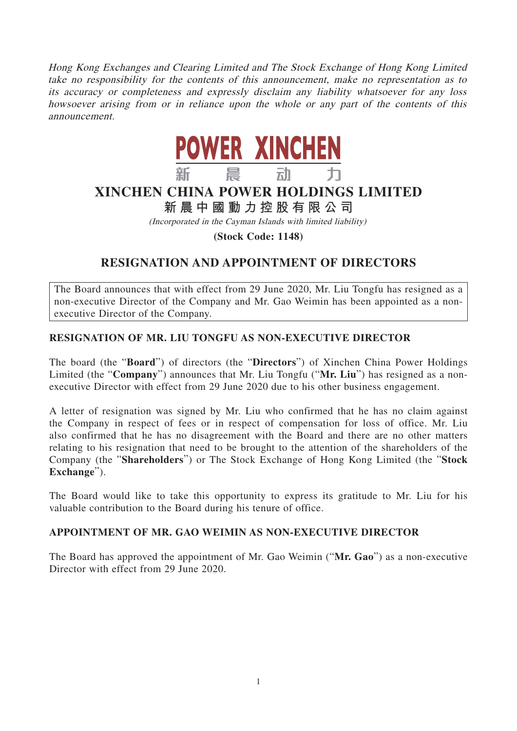*Hong Kong Exchanges and Clearing Limited and The Stock Exchange of Hong Kong Limited take no responsibility for the contents of this announcement, make no representation as to its accuracy or completeness and expressly disclaim any liability whatsoever for any loss howsoever arising from or in reliance upon the whole or any part of the contents of this announcement.*

**POWER XINCHEN**
**新 晨 动 力**

# XINCHEN CHINA POWER HOLDINGS LIMITED
# 新晨中國動力控股有限公司

*(Incorporated in the Cayman Islands with limited liability)*

**(Stock Code: 1148)**

## RESIGNATION AND APPOINTMENT OF DIRECTORS

The Board announces that with effect from 29 June 2020, Mr. Liu Tongfu has resigned as a non-executive Director of the Company and Mr. Gao Weimin has been appointed as a non-executive Director of the Company.

### RESIGNATION OF MR. LIU TONGFU AS NON-EXECUTIVE DIRECTOR

The board (the "**Board**") of directors (the "**Directors**") of Xinchen China Power Holdings Limited (the "**Company**") announces that Mr. Liu Tongfu ("**Mr. Liu**") has resigned as a non-executive Director with effect from 29 June 2020 due to his other business engagement.

A letter of resignation was signed by Mr. Liu who confirmed that he has no claim against the Company in respect of fees or in respect of compensation for loss of office. Mr. Liu also confirmed that he has no disagreement with the Board and there are no other matters relating to his resignation that need to be brought to the attention of the shareholders of the Company (the "**Shareholders**") or The Stock Exchange of Hong Kong Limited (the "**Stock Exchange**").

The Board would like to take this opportunity to express its gratitude to Mr. Liu for his valuable contribution to the Board during his tenure of office.

### APPOINTMENT OF MR. GAO WEIMIN AS NON-EXECUTIVE DIRECTOR

The Board has approved the appointment of Mr. Gao Weimin ("**Mr. Gao**") as a non-executive Director with effect from 29 June 2020.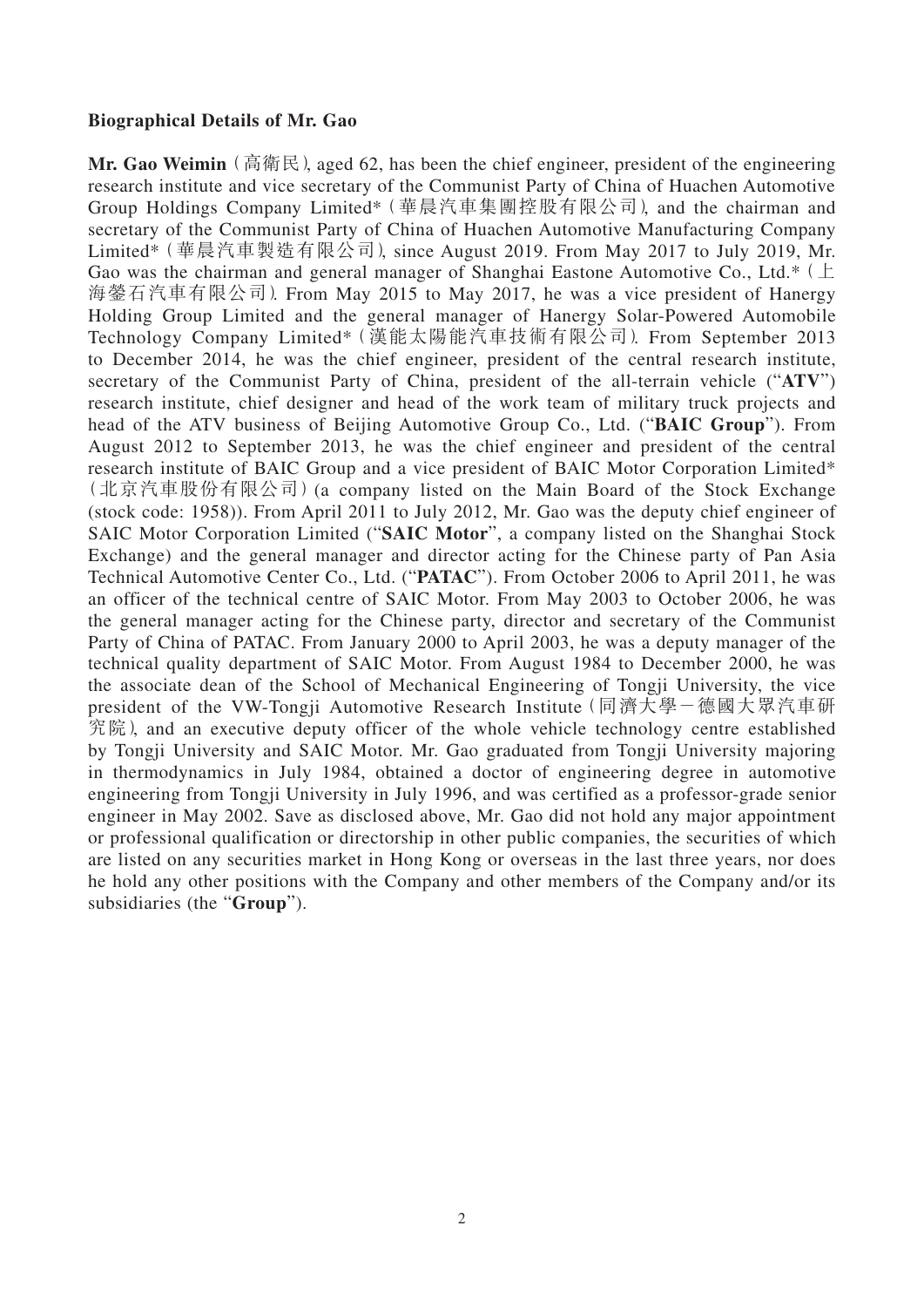**Biographical Details of Mr. Gao**

**Mr. Gao Weimin** (高衛民), aged 62, has been the chief engineer, president of the engineering research institute and vice secretary of the Communist Party of China of Huachen Automotive Group Holdings Company Limited* (華晨汽車集團控股有限公司), and the chairman and secretary of the Communist Party of China of Huachen Automotive Manufacturing Company Limited* (華晨汽車製造有限公司), since August 2019. From May 2017 to July 2019, Mr. Gao was the chairman and general manager of Shanghai Eastone Automotive Co., Ltd.* (上海鑒石汽車有限公司). From May 2015 to May 2017, he was a vice president of Hanergy Holding Group Limited and the general manager of Hanergy Solar-Powered Automobile Technology Company Limited* (漢能太陽能汽車技術有限公司). From September 2013 to December 2014, he was the chief engineer, president of the central research institute, secretary of the Communist Party of China, president of the all-terrain vehicle ("**ATV**") research institute, chief designer and head of the work team of military truck projects and head of the ATV business of Beijing Automotive Group Co., Ltd. ("**BAIC Group**"). From August 2012 to September 2013, he was the chief engineer and president of the central research institute of BAIC Group and a vice president of BAIC Motor Corporation Limited* (北京汽車股份有限公司) (a company listed on the Main Board of the Stock Exchange (stock code: 1958)). From April 2011 to July 2012, Mr. Gao was the deputy chief engineer of SAIC Motor Corporation Limited ("**SAIC Motor**", a company listed on the Shanghai Stock Exchange) and the general manager and director acting for the Chinese party of Pan Asia Technical Automotive Center Co., Ltd. ("**PATAC**"). From October 2006 to April 2011, he was an officer of the technical centre of SAIC Motor. From May 2003 to October 2006, he was the general manager acting for the Chinese party, director and secretary of the Communist Party of China of PATAC. From January 2000 to April 2003, he was a deputy manager of the technical quality department of SAIC Motor. From August 1984 to December 2000, he was the associate dean of the School of Mechanical Engineering of Tongji University, the vice president of the VW-Tongji Automotive Research Institute (同濟大學－德國大眾汽車研究院), and an executive deputy officer of the whole vehicle technology centre established by Tongji University and SAIC Motor. Mr. Gao graduated from Tongji University majoring in thermodynamics in July 1984, obtained a doctor of engineering degree in automotive engineering from Tongji University in July 1996, and was certified as a professor-grade senior engineer in May 2002. Save as disclosed above, Mr. Gao did not hold any major appointment or professional qualification or directorship in other public companies, the securities of which are listed on any securities market in Hong Kong or overseas in the last three years, nor does he hold any other positions with the Company and other members of the Company and/or its subsidiaries (the "**Group**").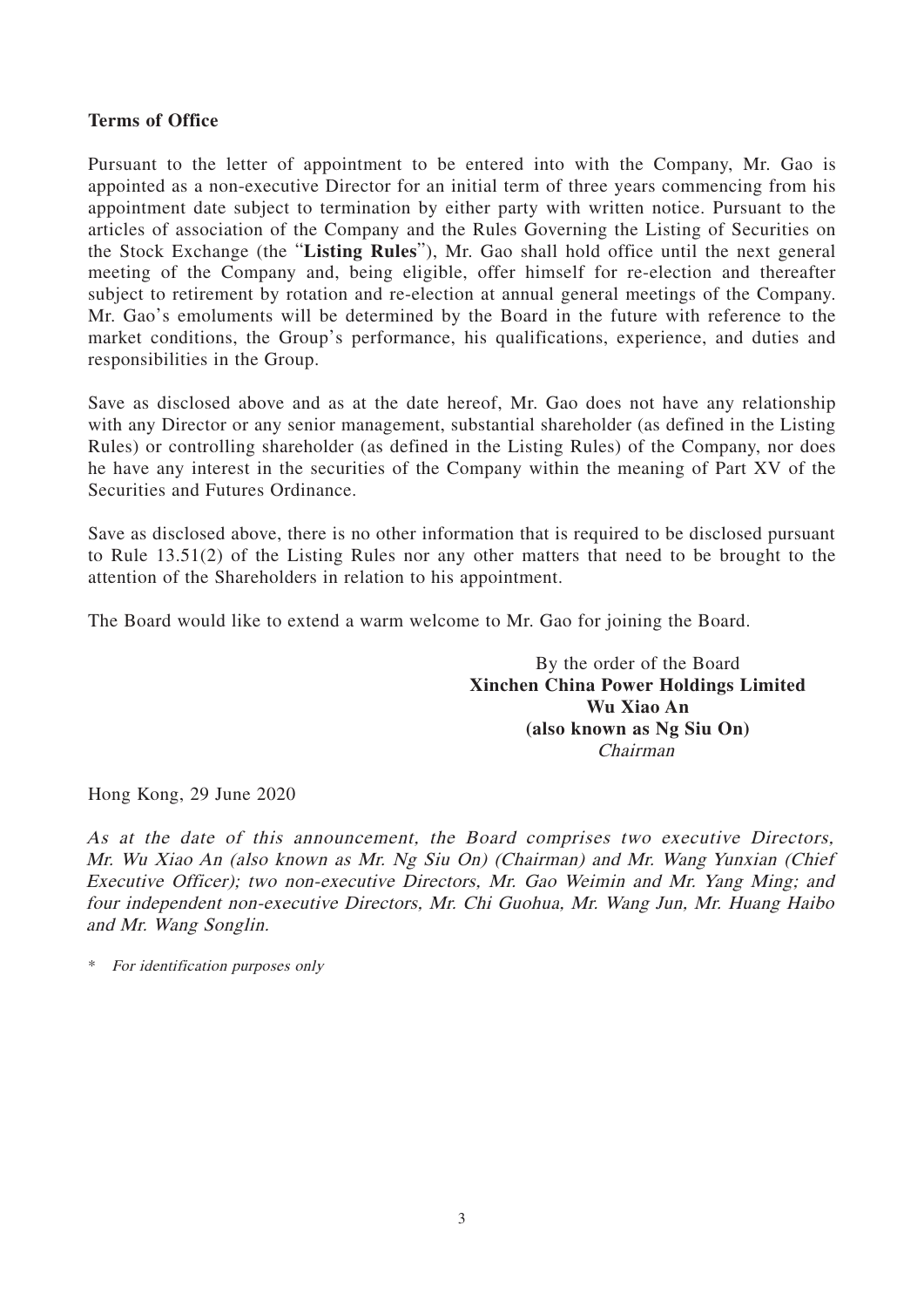**Terms of Office**

Pursuant to the letter of appointment to be entered into with the Company, Mr. Gao is appointed as a non-executive Director for an initial term of three years commencing from his appointment date subject to termination by either party with written notice. Pursuant to the articles of association of the Company and the Rules Governing the Listing of Securities on the Stock Exchange (the "**Listing Rules**"), Mr. Gao shall hold office until the next general meeting of the Company and, being eligible, offer himself for re-election and thereafter subject to retirement by rotation and re-election at annual general meetings of the Company. Mr. Gao's emoluments will be determined by the Board in the future with reference to the market conditions, the Group's performance, his qualifications, experience, and duties and responsibilities in the Group.

Save as disclosed above and as at the date hereof, Mr. Gao does not have any relationship with any Director or any senior management, substantial shareholder (as defined in the Listing Rules) or controlling shareholder (as defined in the Listing Rules) of the Company, nor does he have any interest in the securities of the Company within the meaning of Part XV of the Securities and Futures Ordinance.

Save as disclosed above, there is no other information that is required to be disclosed pursuant to Rule 13.51(2) of the Listing Rules nor any other matters that need to be brought to the attention of the Shareholders in relation to his appointment.

The Board would like to extend a warm welcome to Mr. Gao for joining the Board.

By the order of the Board
**Xinchen China Power Holdings Limited**
**Wu Xiao An**
**(also known as Ng Siu On)**
*Chairman*

Hong Kong, 29 June 2020

*As at the date of this announcement, the Board comprises two executive Directors, Mr. Wu Xiao An (also known as Mr. Ng Siu On) (Chairman) and Mr. Wang Yunxian (Chief Executive Officer); two non-executive Directors, Mr. Gao Weimin and Mr. Yang Ming; and four independent non-executive Directors, Mr. Chi Guohua, Mr. Wang Jun, Mr. Huang Haibo and Mr. Wang Songlin.*

\* *For identification purposes only*